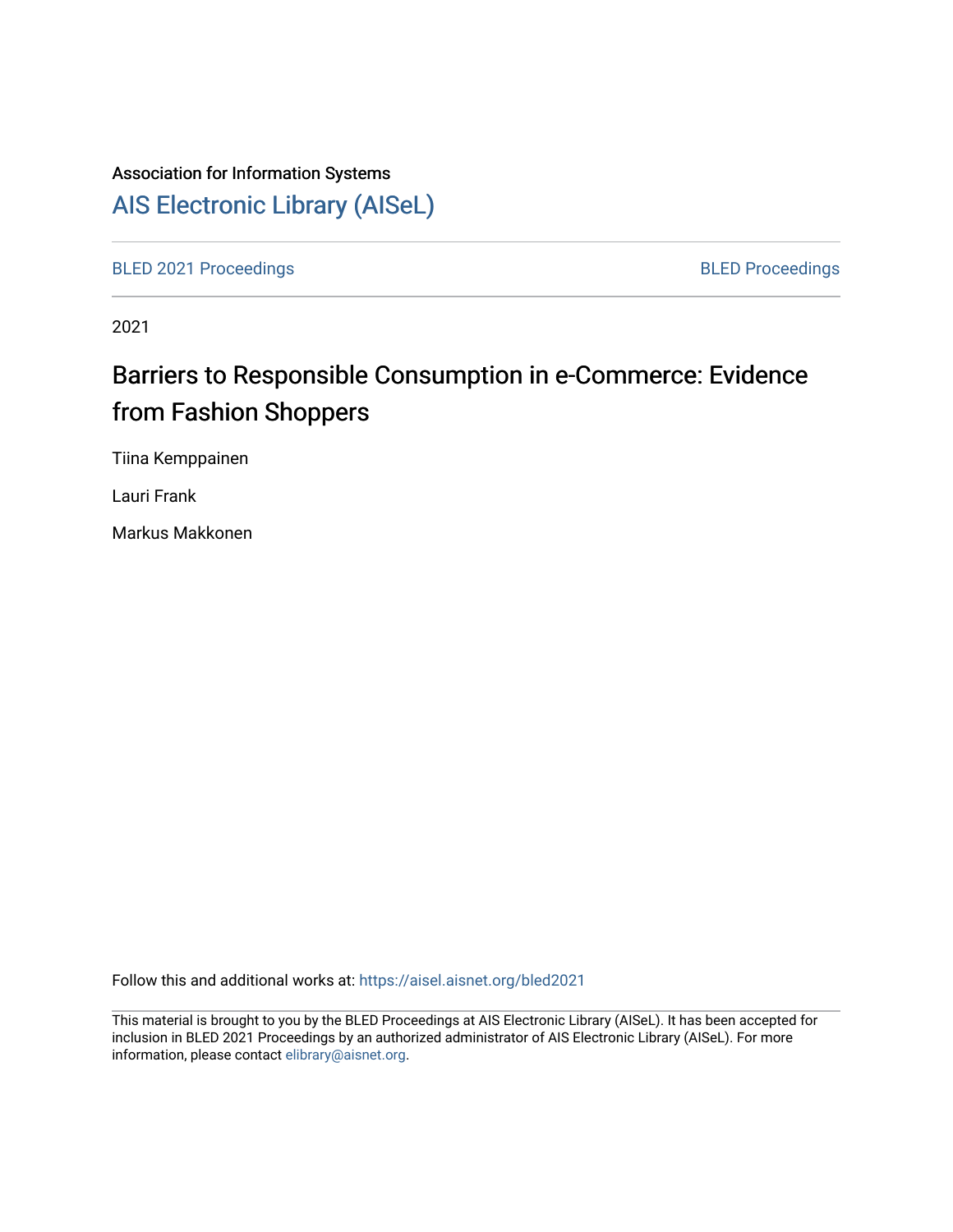Association for Information Systems

# AIS Electronic Library (AISeL)

BLED 2021 Proceedings

BLED Proceedings

2021

## Barriers to Responsible Consumption in e-Commerce: Evidence from Fashion Shoppers

Tiina Kemppainen

Lauri Frank

Markus Makkonen

Follow this and additional works at: https://aisel.aisnet.org/bled2021

This material is brought to you by the BLED Proceedings at AIS Electronic Library (AISeL). It has been accepted for inclusion in BLED 2021 Proceedings by an authorized administrator of AIS Electronic Library (AISeL). For more information, please contact elibrary@aisnet.org.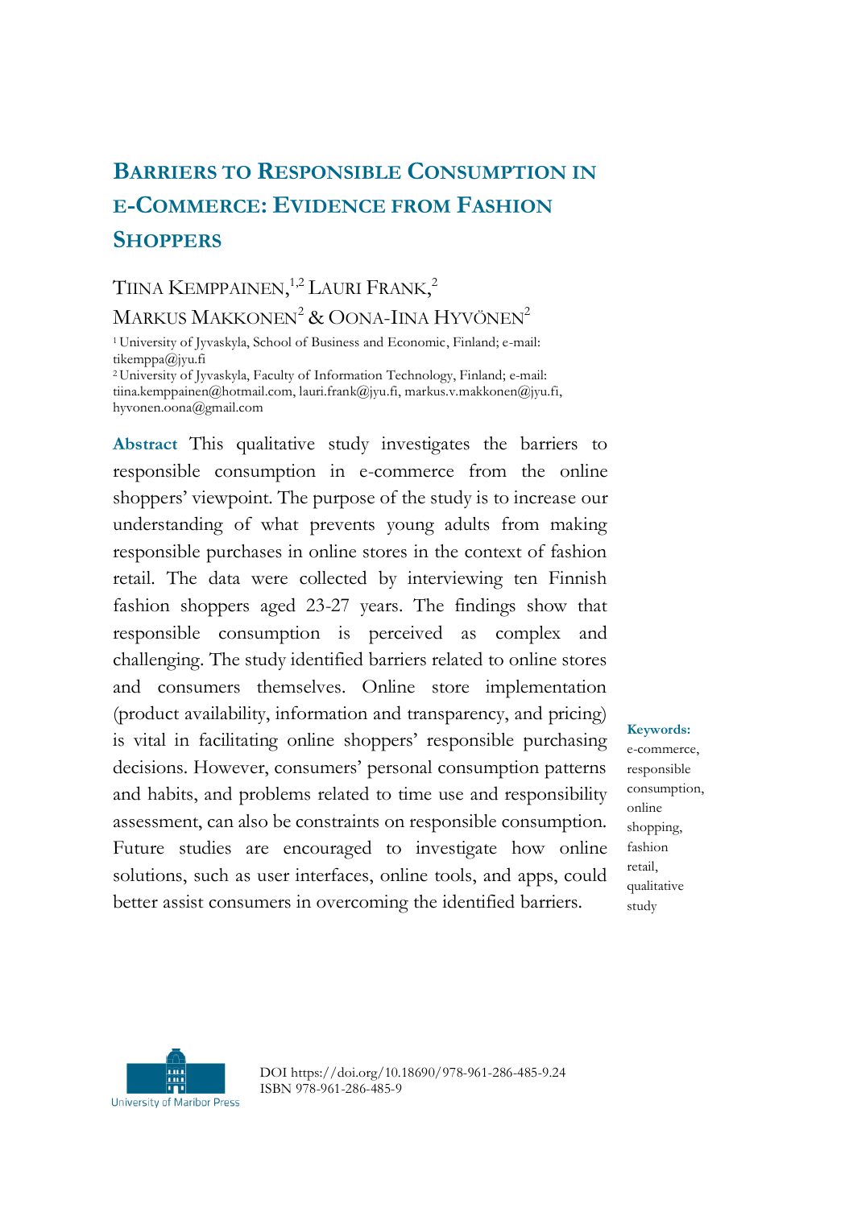# Barriers to Responsible Consumption in e-Commerce: Evidence from Fashion Shoppers

Tiina Kemppainen,[1,2] Lauri Frank,[2] Markus Makkonen[2] & Oona-Iina Hyvönen[2]

[1] University of Jyvaskyla, School of Business and Economic, Finland; e-mail: tikemppa@jyu.fi
[2] University of Jyvaskyla, Faculty of Information Technology, Finland; e-mail: tiina.kemppainen@hotmail.com, lauri.frank@jyu.fi, markus.v.makkonen@jyu.fi, hyvonen.oona@gmail.com

**Abstract** This qualitative study investigates the barriers to responsible consumption in e-commerce from the online shoppers' viewpoint. The purpose of the study is to increase our understanding of what prevents young adults from making responsible purchases in online stores in the context of fashion retail. The data were collected by interviewing ten Finnish fashion shoppers aged 23-27 years. The findings show that responsible consumption is perceived as complex and challenging. The study identified barriers related to online stores and consumers themselves. Online store implementation (product availability, information and transparency, and pricing) is vital in facilitating online shoppers' responsible purchasing decisions. However, consumers' personal consumption patterns and habits, and problems related to time use and responsibility assessment, can also be constraints on responsible consumption. Future studies are encouraged to investigate how online solutions, such as user interfaces, online tools, and apps, could better assist consumers in overcoming the identified barriers.

**Keywords:** e-commerce, responsible consumption, online shopping, fashion retail, qualitative study

DOI https://doi.org/10.18690/978-961-286-485-9.24
ISBN 978-961-286-485-9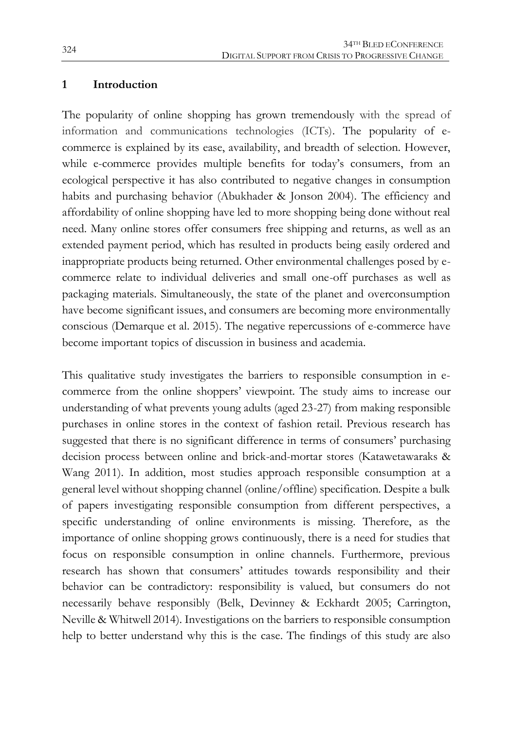## 1 Introduction

The popularity of online shopping has grown tremendously with the spread of information and communications technologies (ICTs). The popularity of e-commerce is explained by its ease, availability, and breadth of selection. However, while e-commerce provides multiple benefits for today's consumers, from an ecological perspective it has also contributed to negative changes in consumption habits and purchasing behavior (Abukhader & Jonson 2004). The efficiency and affordability of online shopping have led to more shopping being done without real need. Many online stores offer consumers free shipping and returns, as well as an extended payment period, which has resulted in products being easily ordered and inappropriate products being returned. Other environmental challenges posed by e-commerce relate to individual deliveries and small one-off purchases as well as packaging materials. Simultaneously, the state of the planet and overconsumption have become significant issues, and consumers are becoming more environmentally conscious (Demarque et al. 2015). The negative repercussions of e-commerce have become important topics of discussion in business and academia.

This qualitative study investigates the barriers to responsible consumption in e-commerce from the online shoppers' viewpoint. The study aims to increase our understanding of what prevents young adults (aged 23-27) from making responsible purchases in online stores in the context of fashion retail. Previous research has suggested that there is no significant difference in terms of consumers' purchasing decision process between online and brick-and-mortar stores (Katawetawaraks & Wang 2011). In addition, most studies approach responsible consumption at a general level without shopping channel (online/offline) specification. Despite a bulk of papers investigating responsible consumption from different perspectives, a specific understanding of online environments is missing. Therefore, as the importance of online shopping grows continuously, there is a need for studies that focus on responsible consumption in online channels. Furthermore, previous research has shown that consumers' attitudes towards responsibility and their behavior can be contradictory: responsibility is valued, but consumers do not necessarily behave responsibly (Belk, Devinney & Eckhardt 2005; Carrington, Neville & Whitwell 2014). Investigations on the barriers to responsible consumption help to better understand why this is the case. The findings of this study are also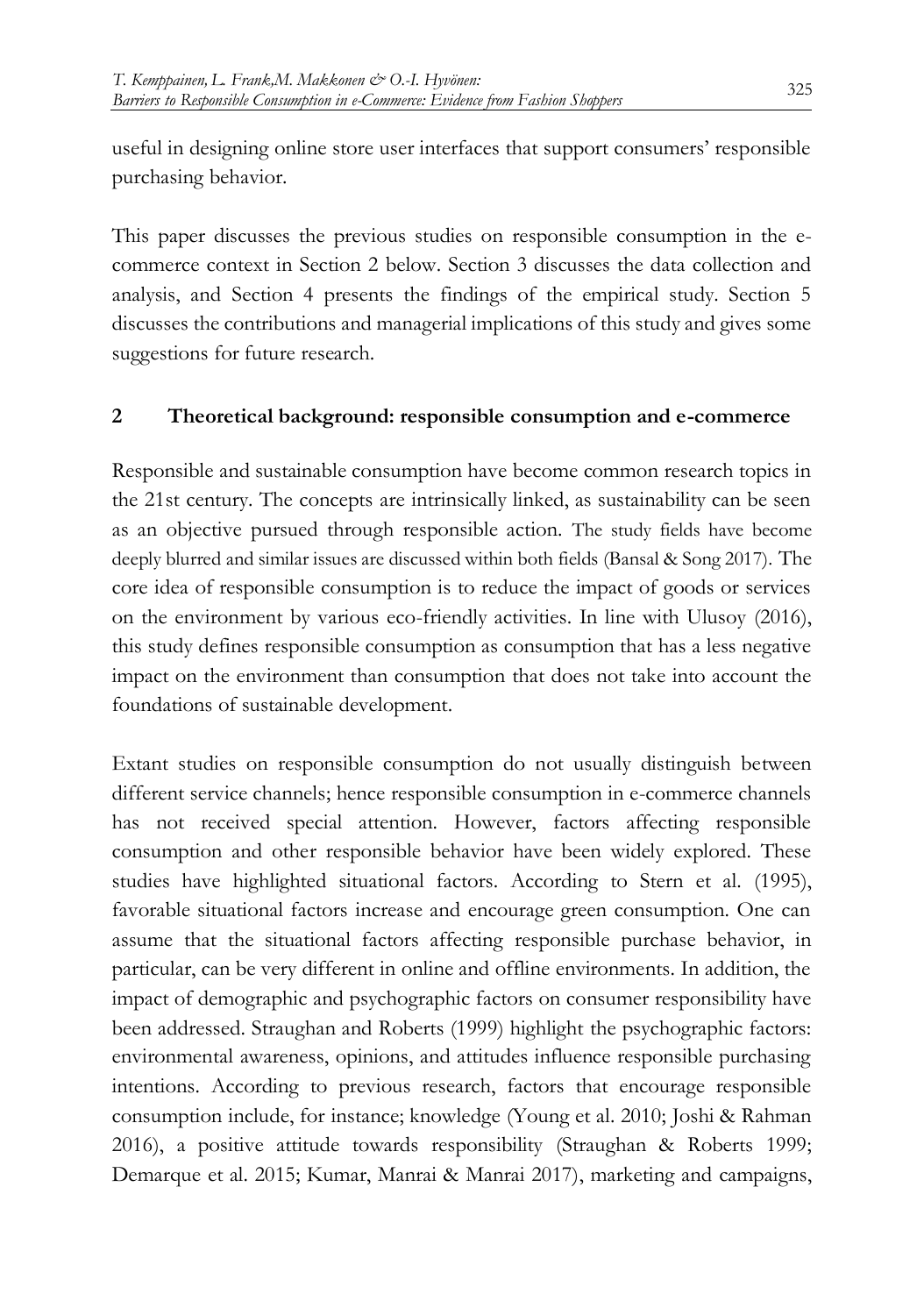useful in designing online store user interfaces that support consumers' responsible purchasing behavior.

This paper discusses the previous studies on responsible consumption in the e-commerce context in Section 2 below. Section 3 discusses the data collection and analysis, and Section 4 presents the findings of the empirical study. Section 5 discusses the contributions and managerial implications of this study and gives some suggestions for future research.

## 2 Theoretical background: responsible consumption and e-commerce

Responsible and sustainable consumption have become common research topics in the 21st century. The concepts are intrinsically linked, as sustainability can be seen as an objective pursued through responsible action. The study fields have become deeply blurred and similar issues are discussed within both fields (Bansal & Song 2017). The core idea of responsible consumption is to reduce the impact of goods or services on the environment by various eco-friendly activities. In line with Ulusoy (2016), this study defines responsible consumption as consumption that has a less negative impact on the environment than consumption that does not take into account the foundations of sustainable development.

Extant studies on responsible consumption do not usually distinguish between different service channels; hence responsible consumption in e-commerce channels has not received special attention. However, factors affecting responsible consumption and other responsible behavior have been widely explored. These studies have highlighted situational factors. According to Stern et al. (1995), favorable situational factors increase and encourage green consumption. One can assume that the situational factors affecting responsible purchase behavior, in particular, can be very different in online and offline environments. In addition, the impact of demographic and psychographic factors on consumer responsibility have been addressed. Straughan and Roberts (1999) highlight the psychographic factors: environmental awareness, opinions, and attitudes influence responsible purchasing intentions. According to previous research, factors that encourage responsible consumption include, for instance; knowledge (Young et al. 2010; Joshi & Rahman 2016), a positive attitude towards responsibility (Straughan & Roberts 1999; Demarque et al. 2015; Kumar, Manrai & Manrai 2017), marketing and campaigns,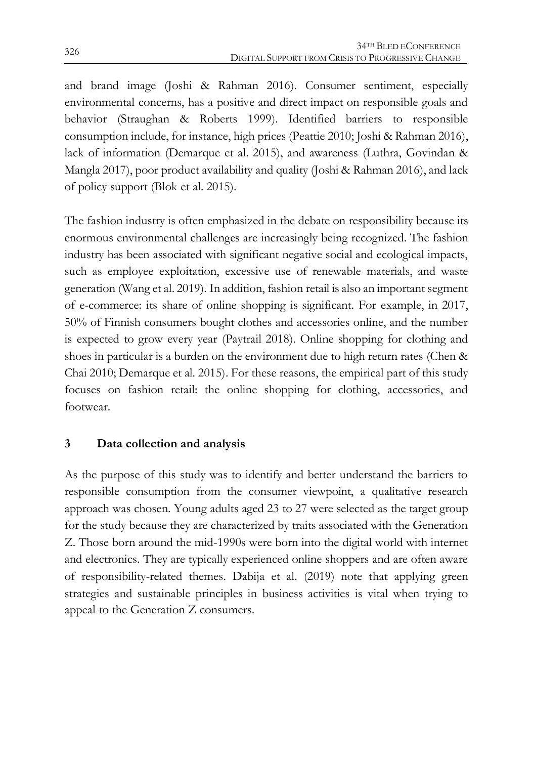and brand image (Joshi & Rahman 2016). Consumer sentiment, especially environmental concerns, has a positive and direct impact on responsible goals and behavior (Straughan & Roberts 1999). Identified barriers to responsible consumption include, for instance, high prices (Peattie 2010; Joshi & Rahman 2016), lack of information (Demarque et al. 2015), and awareness (Luthra, Govindan & Mangla 2017), poor product availability and quality (Joshi & Rahman 2016), and lack of policy support (Blok et al. 2015).

The fashion industry is often emphasized in the debate on responsibility because its enormous environmental challenges are increasingly being recognized. The fashion industry has been associated with significant negative social and ecological impacts, such as employee exploitation, excessive use of renewable materials, and waste generation (Wang et al. 2019). In addition, fashion retail is also an important segment of e-commerce: its share of online shopping is significant. For example, in 2017, 50% of Finnish consumers bought clothes and accessories online, and the number is expected to grow every year (Paytrail 2018). Online shopping for clothing and shoes in particular is a burden on the environment due to high return rates (Chen & Chai 2010; Demarque et al. 2015). For these reasons, the empirical part of this study focuses on fashion retail: the online shopping for clothing, accessories, and footwear.

## 3 Data collection and analysis

As the purpose of this study was to identify and better understand the barriers to responsible consumption from the consumer viewpoint, a qualitative research approach was chosen. Young adults aged 23 to 27 were selected as the target group for the study because they are characterized by traits associated with the Generation Z. Those born around the mid-1990s were born into the digital world with internet and electronics. They are typically experienced online shoppers and are often aware of responsibility-related themes. Dabija et al. (2019) note that applying green strategies and sustainable principles in business activities is vital when trying to appeal to the Generation Z consumers.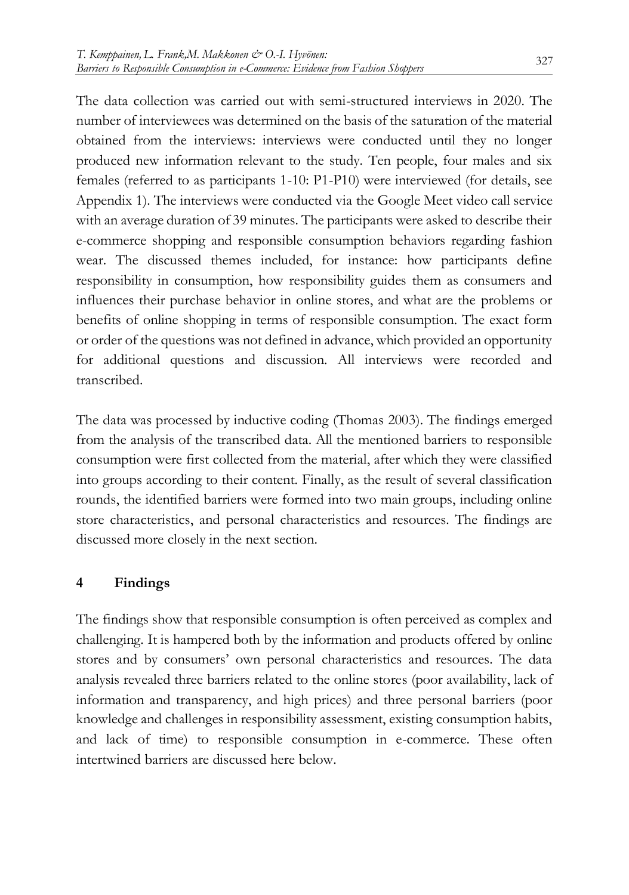The data collection was carried out with semi-structured interviews in 2020. The number of interviewees was determined on the basis of the saturation of the material obtained from the interviews: interviews were conducted until they no longer produced new information relevant to the study. Ten people, four males and six females (referred to as participants 1-10: P1-P10) were interviewed (for details, see Appendix 1). The interviews were conducted via the Google Meet video call service with an average duration of 39 minutes. The participants were asked to describe their e-commerce shopping and responsible consumption behaviors regarding fashion wear. The discussed themes included, for instance: how participants define responsibility in consumption, how responsibility guides them as consumers and influences their purchase behavior in online stores, and what are the problems or benefits of online shopping in terms of responsible consumption. The exact form or order of the questions was not defined in advance, which provided an opportunity for additional questions and discussion. All interviews were recorded and transcribed.

The data was processed by inductive coding (Thomas 2003). The findings emerged from the analysis of the transcribed data. All the mentioned barriers to responsible consumption were first collected from the material, after which they were classified into groups according to their content. Finally, as the result of several classification rounds, the identified barriers were formed into two main groups, including online store characteristics, and personal characteristics and resources. The findings are discussed more closely in the next section.

## 4 Findings

The findings show that responsible consumption is often perceived as complex and challenging. It is hampered both by the information and products offered by online stores and by consumers' own personal characteristics and resources. The data analysis revealed three barriers related to the online stores (poor availability, lack of information and transparency, and high prices) and three personal barriers (poor knowledge and challenges in responsibility assessment, existing consumption habits, and lack of time) to responsible consumption in e-commerce. These often intertwined barriers are discussed here below.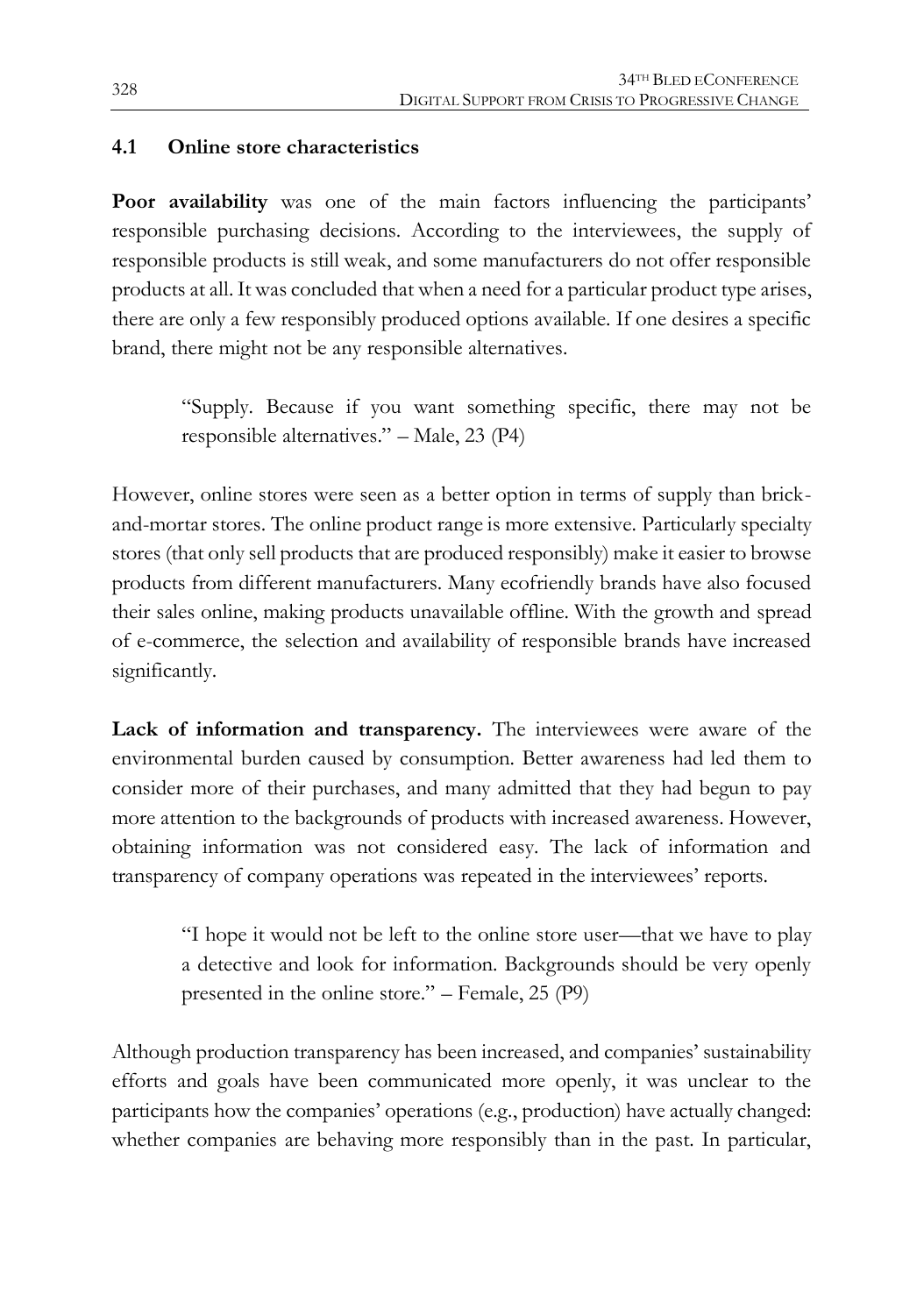### 4.1 Online store characteristics

**Poor availability** was one of the main factors influencing the participants' responsible purchasing decisions. According to the interviewees, the supply of responsible products is still weak, and some manufacturers do not offer responsible products at all. It was concluded that when a need for a particular product type arises, there are only a few responsibly produced options available. If one desires a specific brand, there might not be any responsible alternatives.

> "Supply. Because if you want something specific, there may not be responsible alternatives." – Male, 23 (P4)

However, online stores were seen as a better option in terms of supply than brick-and-mortar stores. The online product range is more extensive. Particularly specialty stores (that only sell products that are produced responsibly) make it easier to browse products from different manufacturers. Many ecofriendly brands have also focused their sales online, making products unavailable offline. With the growth and spread of e-commerce, the selection and availability of responsible brands have increased significantly.

**Lack of information and transparency.** The interviewees were aware of the environmental burden caused by consumption. Better awareness had led them to consider more of their purchases, and many admitted that they had begun to pay more attention to the backgrounds of products with increased awareness. However, obtaining information was not considered easy. The lack of information and transparency of company operations was repeated in the interviewees' reports.

> "I hope it would not be left to the online store user—that we have to play a detective and look for information. Backgrounds should be very openly presented in the online store." – Female, 25 (P9)

Although production transparency has been increased, and companies' sustainability efforts and goals have been communicated more openly, it was unclear to the participants how the companies' operations (e.g., production) have actually changed: whether companies are behaving more responsibly than in the past. In particular,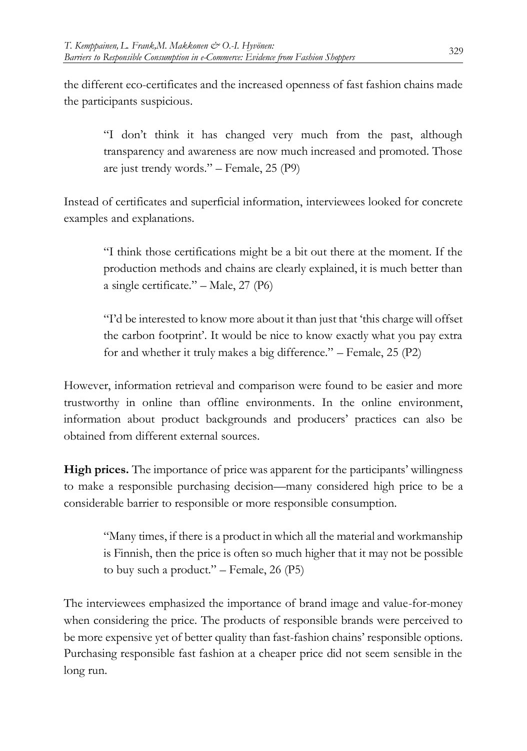the different eco-certificates and the increased openness of fast fashion chains made the participants suspicious.

> "I don't think it has changed very much from the past, although transparency and awareness are now much increased and promoted. Those are just trendy words." – Female, 25 (P9)

Instead of certificates and superficial information, interviewees looked for concrete examples and explanations.

> "I think those certifications might be a bit out there at the moment. If the production methods and chains are clearly explained, it is much better than a single certificate." – Male, 27 (P6)

> "I'd be interested to know more about it than just that 'this charge will offset the carbon footprint'. It would be nice to know exactly what you pay extra for and whether it truly makes a big difference." – Female, 25 (P2)

However, information retrieval and comparison were found to be easier and more trustworthy in online than offline environments. In the online environment, information about product backgrounds and producers' practices can also be obtained from different external sources.

**High prices.** The importance of price was apparent for the participants' willingness to make a responsible purchasing decision—many considered high price to be a considerable barrier to responsible or more responsible consumption.

> "Many times, if there is a product in which all the material and workmanship is Finnish, then the price is often so much higher that it may not be possible to buy such a product." – Female, 26 (P5)

The interviewees emphasized the importance of brand image and value-for-money when considering the price. The products of responsible brands were perceived to be more expensive yet of better quality than fast-fashion chains' responsible options. Purchasing responsible fast fashion at a cheaper price did not seem sensible in the long run.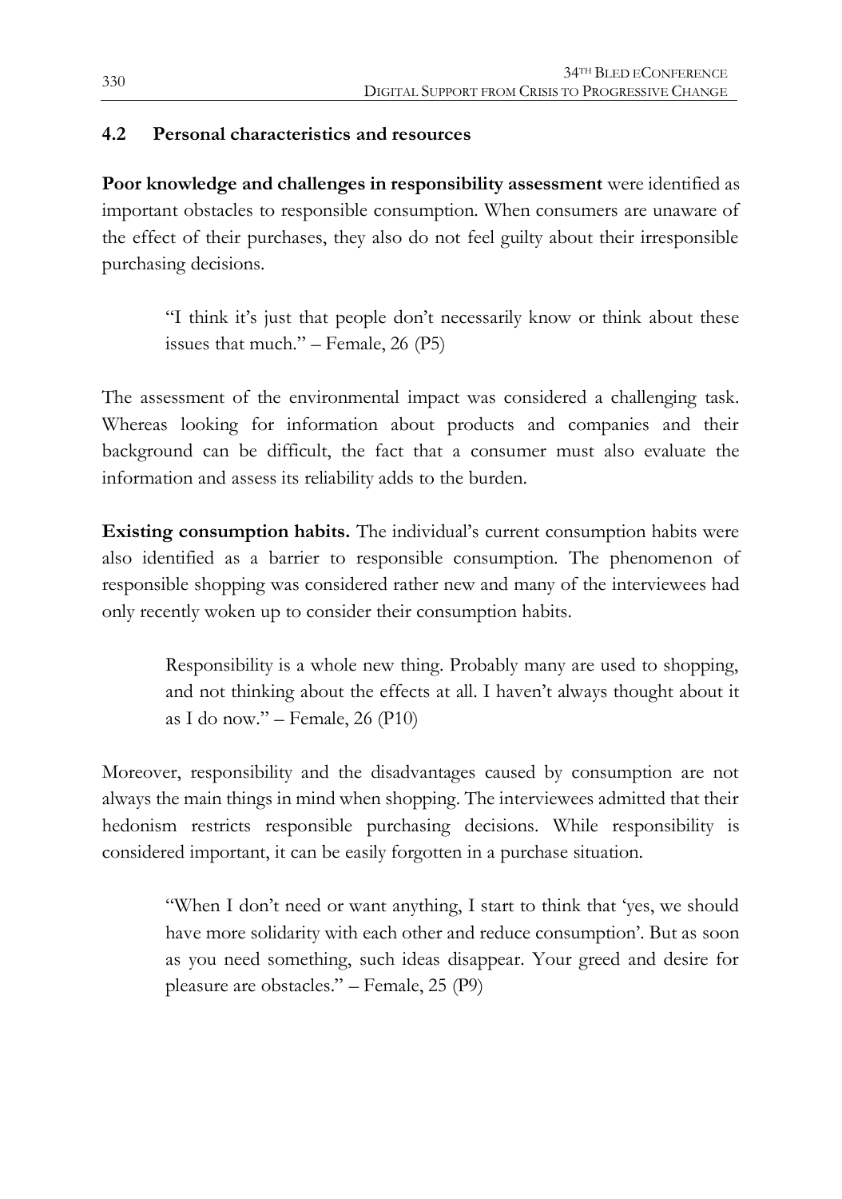## 4.2 Personal characteristics and resources

**Poor knowledge and challenges in responsibility assessment** were identified as important obstacles to responsible consumption. When consumers are unaware of the effect of their purchases, they also do not feel guilty about their irresponsible purchasing decisions.

> "I think it's just that people don't necessarily know or think about these issues that much." – Female, 26 (P5)

The assessment of the environmental impact was considered a challenging task. Whereas looking for information about products and companies and their background can be difficult, the fact that a consumer must also evaluate the information and assess its reliability adds to the burden.

**Existing consumption habits.** The individual's current consumption habits were also identified as a barrier to responsible consumption. The phenomenon of responsible shopping was considered rather new and many of the interviewees had only recently woken up to consider their consumption habits.

> Responsibility is a whole new thing. Probably many are used to shopping, and not thinking about the effects at all. I haven't always thought about it as I do now." – Female, 26 (P10)

Moreover, responsibility and the disadvantages caused by consumption are not always the main things in mind when shopping. The interviewees admitted that their hedonism restricts responsible purchasing decisions. While responsibility is considered important, it can be easily forgotten in a purchase situation.

> "When I don't need or want anything, I start to think that 'yes, we should have more solidarity with each other and reduce consumption'. But as soon as you need something, such ideas disappear. Your greed and desire for pleasure are obstacles." – Female, 25 (P9)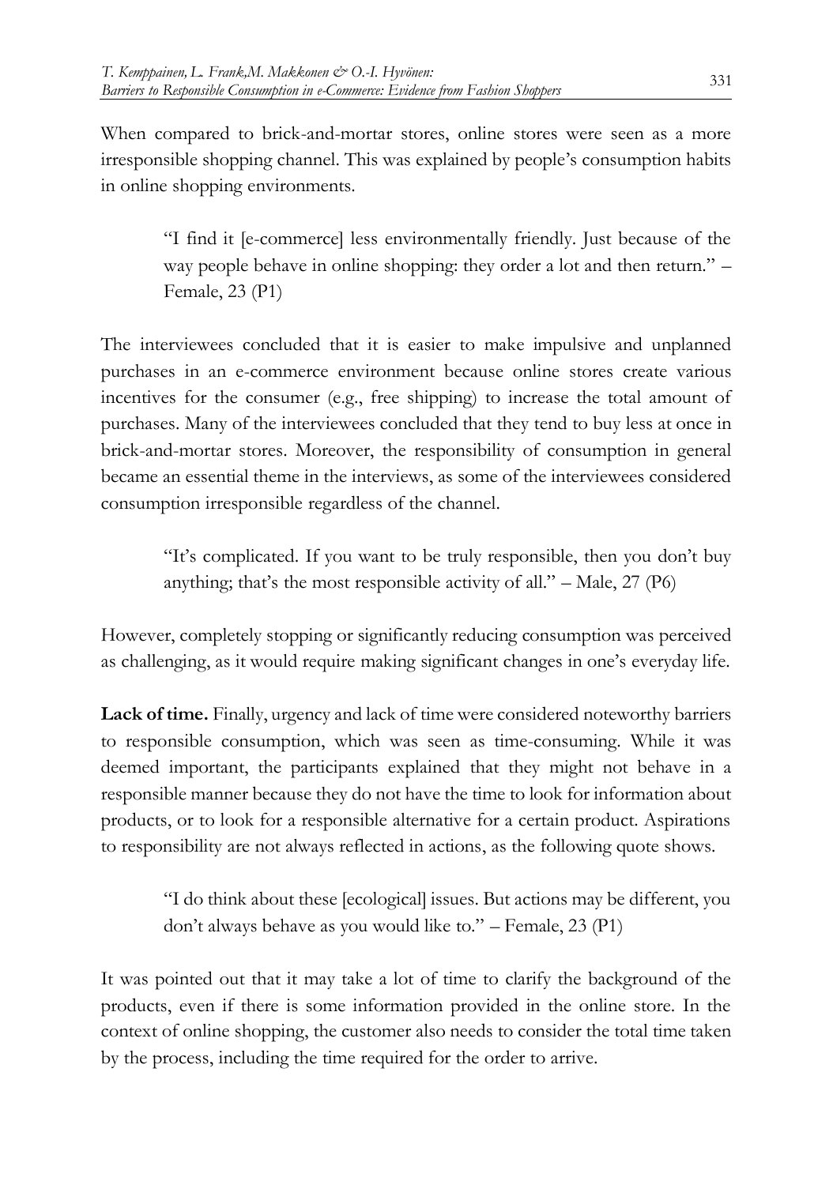When compared to brick-and-mortar stores, online stores were seen as a more irresponsible shopping channel. This was explained by people's consumption habits in online shopping environments.

> "I find it [e-commerce] less environmentally friendly. Just because of the way people behave in online shopping: they order a lot and then return." – Female, 23 (P1)

The interviewees concluded that it is easier to make impulsive and unplanned purchases in an e-commerce environment because online stores create various incentives for the consumer (e.g., free shipping) to increase the total amount of purchases. Many of the interviewees concluded that they tend to buy less at once in brick-and-mortar stores. Moreover, the responsibility of consumption in general became an essential theme in the interviews, as some of the interviewees considered consumption irresponsible regardless of the channel.

> "It's complicated. If you want to be truly responsible, then you don't buy anything; that's the most responsible activity of all." – Male, 27 (P6)

However, completely stopping or significantly reducing consumption was perceived as challenging, as it would require making significant changes in one's everyday life.

**Lack of time.** Finally, urgency and lack of time were considered noteworthy barriers to responsible consumption, which was seen as time-consuming. While it was deemed important, the participants explained that they might not behave in a responsible manner because they do not have the time to look for information about products, or to look for a responsible alternative for a certain product. Aspirations to responsibility are not always reflected in actions, as the following quote shows.

> "I do think about these [ecological] issues. But actions may be different, you don't always behave as you would like to." – Female, 23 (P1)

It was pointed out that it may take a lot of time to clarify the background of the products, even if there is some information provided in the online store. In the context of online shopping, the customer also needs to consider the total time taken by the process, including the time required for the order to arrive.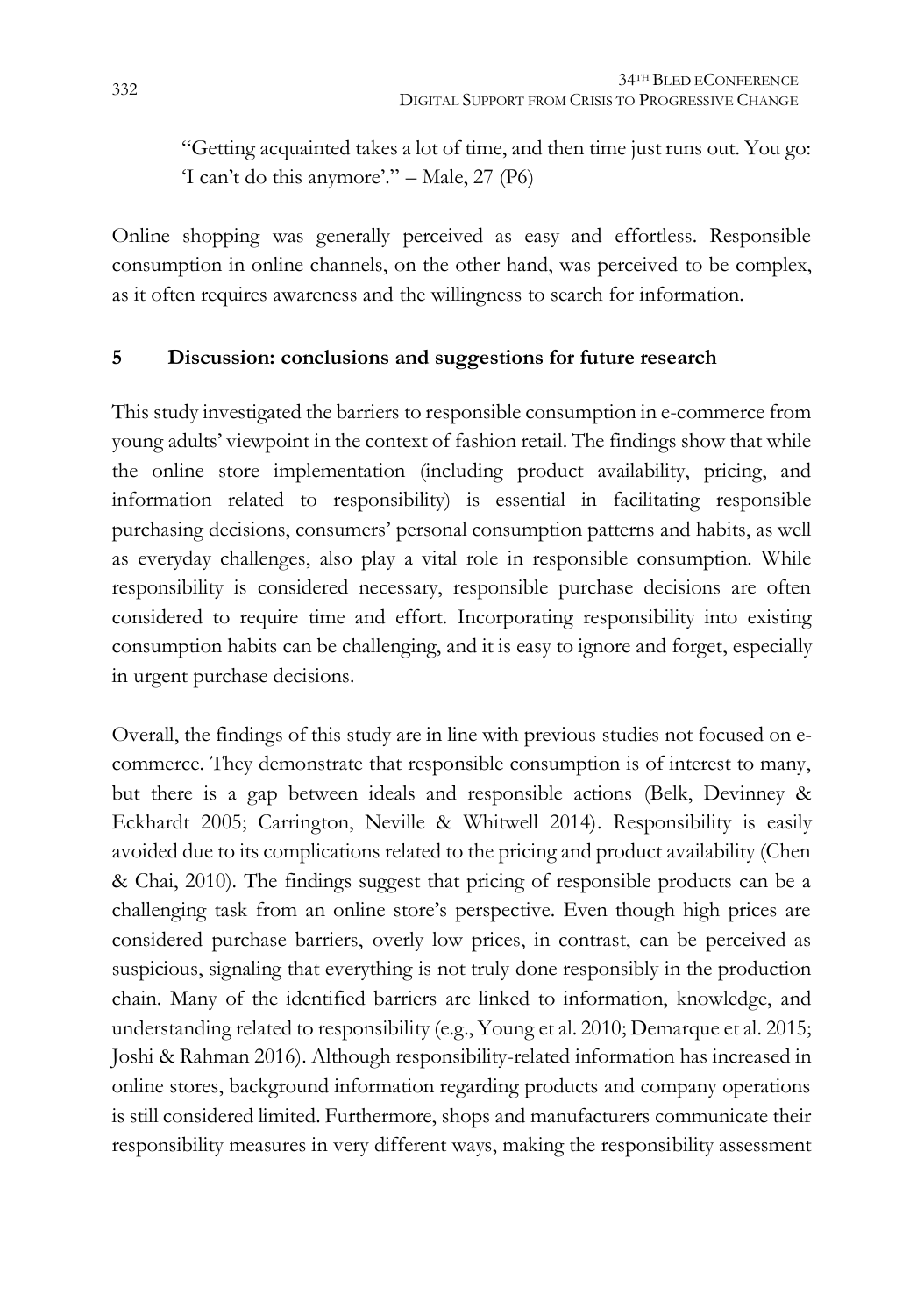"Getting acquainted takes a lot of time, and then time just runs out. You go: 'I can't do this anymore'." – Male, 27 (P6)

Online shopping was generally perceived as easy and effortless. Responsible consumption in online channels, on the other hand, was perceived to be complex, as it often requires awareness and the willingness to search for information.

## 5 Discussion: conclusions and suggestions for future research

This study investigated the barriers to responsible consumption in e-commerce from young adults' viewpoint in the context of fashion retail. The findings show that while the online store implementation (including product availability, pricing, and information related to responsibility) is essential in facilitating responsible purchasing decisions, consumers' personal consumption patterns and habits, as well as everyday challenges, also play a vital role in responsible consumption. While responsibility is considered necessary, responsible purchase decisions are often considered to require time and effort. Incorporating responsibility into existing consumption habits can be challenging, and it is easy to ignore and forget, especially in urgent purchase decisions.

Overall, the findings of this study are in line with previous studies not focused on e-commerce. They demonstrate that responsible consumption is of interest to many, but there is a gap between ideals and responsible actions (Belk, Devinney & Eckhardt 2005; Carrington, Neville & Whitwell 2014). Responsibility is easily avoided due to its complications related to the pricing and product availability (Chen & Chai, 2010). The findings suggest that pricing of responsible products can be a challenging task from an online store's perspective. Even though high prices are considered purchase barriers, overly low prices, in contrast, can be perceived as suspicious, signaling that everything is not truly done responsibly in the production chain. Many of the identified barriers are linked to information, knowledge, and understanding related to responsibility (e.g., Young et al. 2010; Demarque et al. 2015; Joshi & Rahman 2016). Although responsibility-related information has increased in online stores, background information regarding products and company operations is still considered limited. Furthermore, shops and manufacturers communicate their responsibility measures in very different ways, making the responsibility assessment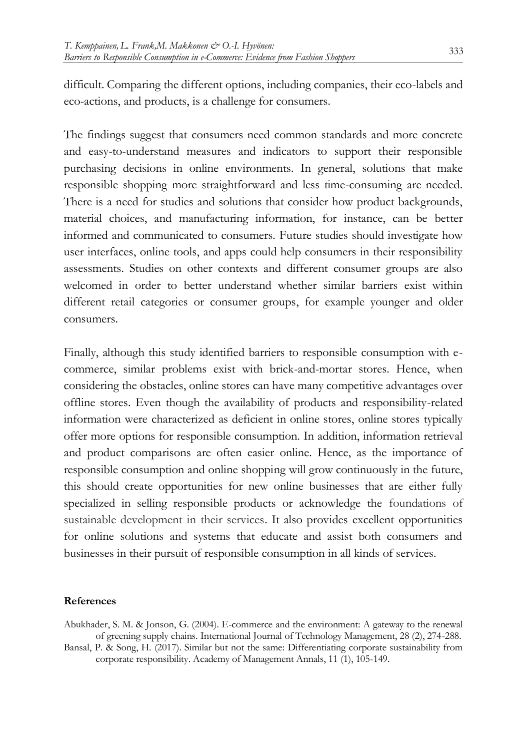difficult. Comparing the different options, including companies, their eco-labels and eco-actions, and products, is a challenge for consumers.

The findings suggest that consumers need common standards and more concrete and easy-to-understand measures and indicators to support their responsible purchasing decisions in online environments. In general, solutions that make responsible shopping more straightforward and less time-consuming are needed. There is a need for studies and solutions that consider how product backgrounds, material choices, and manufacturing information, for instance, can be better informed and communicated to consumers. Future studies should investigate how user interfaces, online tools, and apps could help consumers in their responsibility assessments. Studies on other contexts and different consumer groups are also welcomed in order to better understand whether similar barriers exist within different retail categories or consumer groups, for example younger and older consumers.

Finally, although this study identified barriers to responsible consumption with e-commerce, similar problems exist with brick-and-mortar stores. Hence, when considering the obstacles, online stores can have many competitive advantages over offline stores. Even though the availability of products and responsibility-related information were characterized as deficient in online stores, online stores typically offer more options for responsible consumption. In addition, information retrieval and product comparisons are often easier online. Hence, as the importance of responsible consumption and online shopping will grow continuously in the future, this should create opportunities for new online businesses that are either fully specialized in selling responsible products or acknowledge the foundations of sustainable development in their services. It also provides excellent opportunities for online solutions and systems that educate and assist both consumers and businesses in their pursuit of responsible consumption in all kinds of services.

**References**

Abukhader, S. M. & Jonson, G. (2004). E-commerce and the environment: A gateway to the renewal of greening supply chains. International Journal of Technology Management, 28 (2), 274-288.

Bansal, P. & Song, H. (2017). Similar but not the same: Differentiating corporate sustainability from corporate responsibility. Academy of Management Annals, 11 (1), 105-149.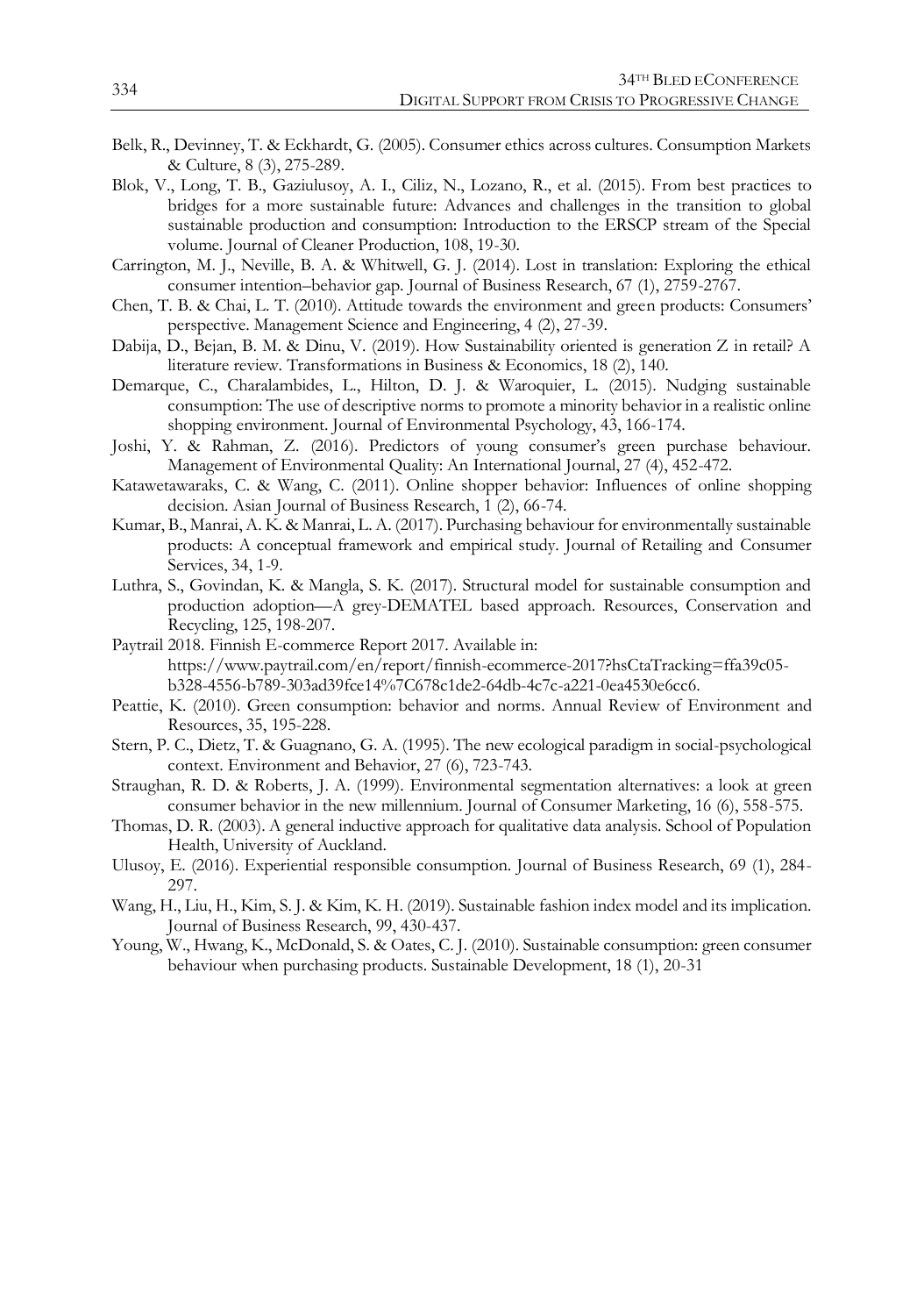Belk, R., Devinney, T. & Eckhardt, G. (2005). Consumer ethics across cultures. Consumption Markets & Culture, 8 (3), 275-289.

Blok, V., Long, T. B., Gaziulusoy, A. I., Ciliz, N., Lozano, R., et al. (2015). From best practices to bridges for a more sustainable future: Advances and challenges in the transition to global sustainable production and consumption: Introduction to the ERSCP stream of the Special volume. Journal of Cleaner Production, 108, 19-30.

Carrington, M. J., Neville, B. A. & Whitwell, G. J. (2014). Lost in translation: Exploring the ethical consumer intention–behavior gap. Journal of Business Research, 67 (1), 2759-2767.

Chen, T. B. & Chai, L. T. (2010). Attitude towards the environment and green products: Consumers' perspective. Management Science and Engineering, 4 (2), 27-39.

Dabija, D., Bejan, B. M. & Dinu, V. (2019). How Sustainability oriented is generation Z in retail? A literature review. Transformations in Business & Economics, 18 (2), 140.

Demarque, C., Charalambides, L., Hilton, D. J. & Waroquier, L. (2015). Nudging sustainable consumption: The use of descriptive norms to promote a minority behavior in a realistic online shopping environment. Journal of Environmental Psychology, 43, 166-174.

Joshi, Y. & Rahman, Z. (2016). Predictors of young consumer's green purchase behaviour. Management of Environmental Quality: An International Journal, 27 (4), 452-472.

Katawetawaraks, C. & Wang, C. (2011). Online shopper behavior: Influences of online shopping decision. Asian Journal of Business Research, 1 (2), 66-74.

Kumar, B., Manrai, A. K. & Manrai, L. A. (2017). Purchasing behaviour for environmentally sustainable products: A conceptual framework and empirical study. Journal of Retailing and Consumer Services, 34, 1-9.

Luthra, S., Govindan, K. & Mangla, S. K. (2017). Structural model for sustainable consumption and production adoption—A grey-DEMATEL based approach. Resources, Conservation and Recycling, 125, 198-207.

Paytrail 2018. Finnish E-commerce Report 2017. Available in: https://www.paytrail.com/en/report/finnish-ecommerce-2017?hsCtaTracking=ffa39c05-b328-4556-b789-303ad39fce14%7C678c1de2-64db-4c7c-a221-0ea4530e6cc6.

Peattie, K. (2010). Green consumption: behavior and norms. Annual Review of Environment and Resources, 35, 195-228.

Stern, P. C., Dietz, T. & Guagnano, G. A. (1995). The new ecological paradigm in social-psychological context. Environment and Behavior, 27 (6), 723-743.

Straughan, R. D. & Roberts, J. A. (1999). Environmental segmentation alternatives: a look at green consumer behavior in the new millennium. Journal of Consumer Marketing, 16 (6), 558-575.

Thomas, D. R. (2003). A general inductive approach for qualitative data analysis. School of Population Health, University of Auckland.

Ulusoy, E. (2016). Experiential responsible consumption. Journal of Business Research, 69 (1), 284-297.

Wang, H., Liu, H., Kim, S. J. & Kim, K. H. (2019). Sustainable fashion index model and its implication. Journal of Business Research, 99, 430-437.

Young, W., Hwang, K., McDonald, S. & Oates, C. J. (2010). Sustainable consumption: green consumer behaviour when purchasing products. Sustainable Development, 18 (1), 20-31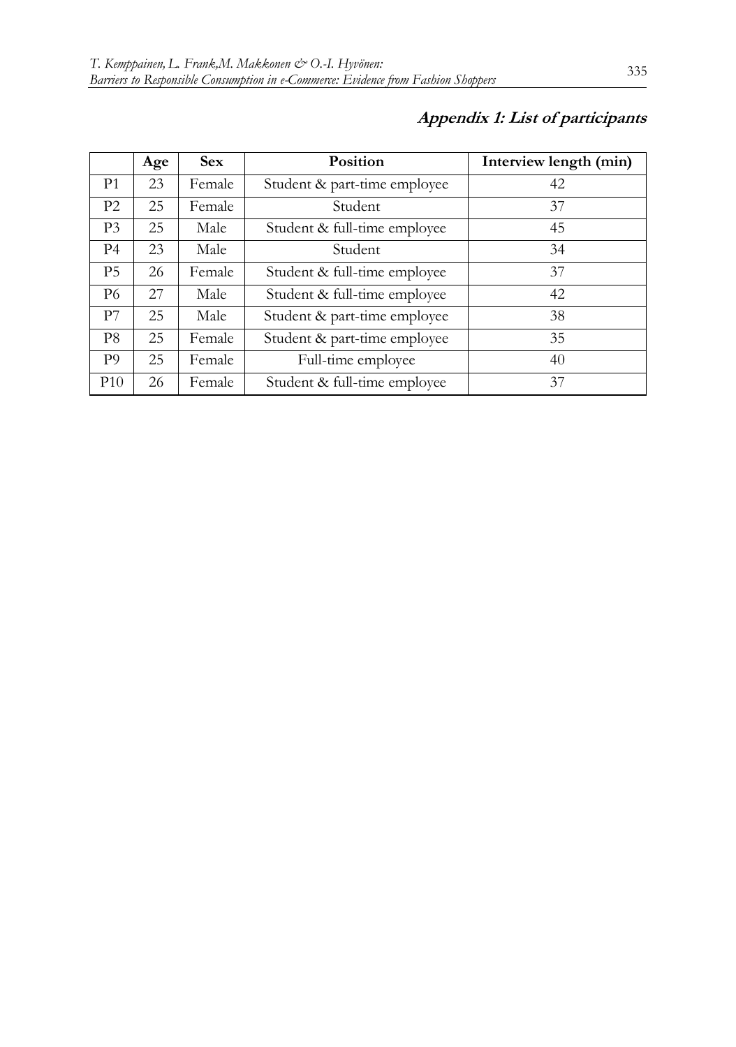## Appendix 1: List of participants

| | Age | Sex | Position | Interview length (min) |
|---|---|---|---|---|
| P1 | 23 | Female | Student & part-time employee | 42 |
| P2 | 25 | Female | Student | 37 |
| P3 | 25 | Male | Student & full-time employee | 45 |
| P4 | 23 | Male | Student | 34 |
| P5 | 26 | Female | Student & full-time employee | 37 |
| P6 | 27 | Male | Student & full-time employee | 42 |
| P7 | 25 | Male | Student & part-time employee | 38 |
| P8 | 25 | Female | Student & part-time employee | 35 |
| P9 | 25 | Female | Full-time employee | 40 |
| P10 | 26 | Female | Student & full-time employee | 37 |